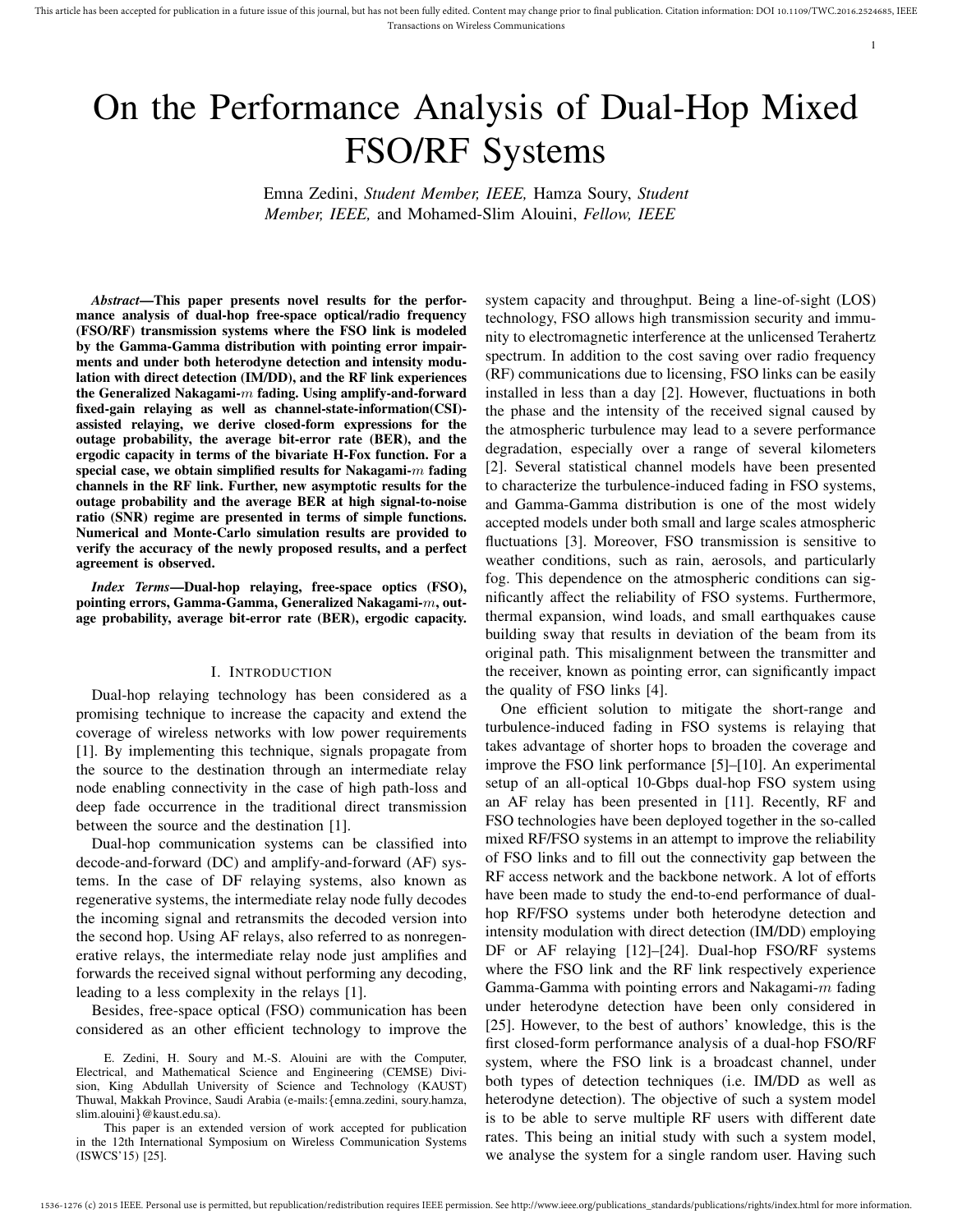# On the Performance Analysis of Dual-Hop Mixed FSO/RF Systems

Emna Zedini, *Student Member, IEEE,* Hamza Soury, *Student Member, IEEE,* and Mohamed-Slim Alouini, *Fellow, IEEE*

***Abstract*—This paper presents novel results for the performance analysis of dual-hop free-space optical/radio frequency (FSO/RF) transmission systems where the FSO link is modeled by the Gamma-Gamma distribution with pointing error impairments and under both heterodyne detection and intensity modulation with direct detection (IM/DD), and the RF link experiences the Generalized Nakagami-$m$ fading. Using amplify-and-forward fixed-gain relaying as well as channel-state-information(CSI)-assisted relaying, we derive closed-form expressions for the outage probability, the average bit-error rate (BER), and the ergodic capacity in terms of the bivariate H-Fox function. For a special case, we obtain simplified results for Nakagami-$m$ fading channels in the RF link. Further, new asymptotic results for the outage probability and the average BER at high signal-to-noise ratio (SNR) regime are presented in terms of simple functions. Numerical and Monte-Carlo simulation results are provided to verify the accuracy of the newly proposed results, and a perfect agreement is observed.**

***Index Terms*—Dual-hop relaying, free-space optics (FSO), pointing errors, Gamma-Gamma, Generalized Nakagami-$m$, outage probability, average bit-error rate (BER), ergodic capacity.**

## I. Introduction

Dual-hop relaying technology has been considered as a promising technique to increase the capacity and extend the coverage of wireless networks with low power requirements [1]. By implementing this technique, signals propagate from the source to the destination through an intermediate relay node enabling connectivity in the case of high path-loss and deep fade occurrence in the traditional direct transmission between the source and the destination [1].

Dual-hop communication systems can be classified into decode-and-forward (DC) and amplify-and-forward (AF) systems. In the case of DF relaying systems, also known as regenerative systems, the intermediate relay node fully decodes the incoming signal and retransmits the decoded version into the second hop. Using AF relays, also referred to as nonregenerative relays, the intermediate relay node just amplifies and forwards the received signal without performing any decoding, leading to a less complexity in the relays [1].

Besides, free-space optical (FSO) communication has been considered as an other efficient technology to improve the system capacity and throughput. Being a line-of-sight (LOS) technology, FSO allows high transmission security and immunity to electromagnetic interference at the unlicensed Terahertz spectrum. In addition to the cost saving over radio frequency (RF) communications due to licensing, FSO links can be easily installed in less than a day [2]. However, fluctuations in both the phase and the intensity of the received signal caused by the atmospheric turbulence may lead to a severe performance degradation, especially over a range of several kilometers [2]. Several statistical channel models have been presented to characterize the turbulence-induced fading in FSO systems, and Gamma-Gamma distribution is one of the most widely accepted models under both small and large scales atmospheric fluctuations [3]. Moreover, FSO transmission is sensitive to weather conditions, such as rain, aerosols, and particularly fog. This dependence on the atmospheric conditions can significantly affect the reliability of FSO systems. Furthermore, thermal expansion, wind loads, and small earthquakes cause building sway that results in deviation of the beam from its original path. This misalignment between the transmitter and the receiver, known as pointing error, can significantly impact the quality of FSO links [4].

One efficient solution to mitigate the short-range and turbulence-induced fading in FSO systems is relaying that takes advantage of shorter hops to broaden the coverage and improve the FSO link performance [5]–[10]. An experimental setup of an all-optical 10-Gbps dual-hop FSO system using an AF relay has been presented in [11]. Recently, RF and FSO technologies have been deployed together in the so-called mixed RF/FSO systems in an attempt to improve the reliability of FSO links and to fill out the connectivity gap between the RF access network and the backbone network. A lot of efforts have been made to study the end-to-end performance of dual-hop RF/FSO systems under both heterodyne detection and intensity modulation with direct detection (IM/DD) employing DF or AF relaying [12]–[24]. Dual-hop FSO/RF systems where the FSO link and the RF link respectively experience Gamma-Gamma with pointing errors and Nakagami-$m$ fading under heterodyne detection have been only considered in [25]. However, to the best of authors' knowledge, this is the first closed-form performance analysis of a dual-hop FSO/RF system, where the FSO link is a broadcast channel, under both types of detection techniques (i.e. IM/DD as well as heterodyne detection). The objective of such a system model is to be able to serve multiple RF users with different date rates. This being an initial study with such a system model, we analyse the system for a single random user. Having such

E. Zedini, H. Soury and M.-S. Alouini are with the Computer, Electrical, and Mathematical Science and Engineering (CEMSE) Division, King Abdullah University of Science and Technology (KAUST) Thuwal, Makkah Province, Saudi Arabia (e-mails:{emna.zedini, soury.hamza, slim.alouini}@kaust.edu.sa).

This paper is an extended version of work accepted for publication in the 12th International Symposium on Wireless Communication Systems (ISWCS'15) [25].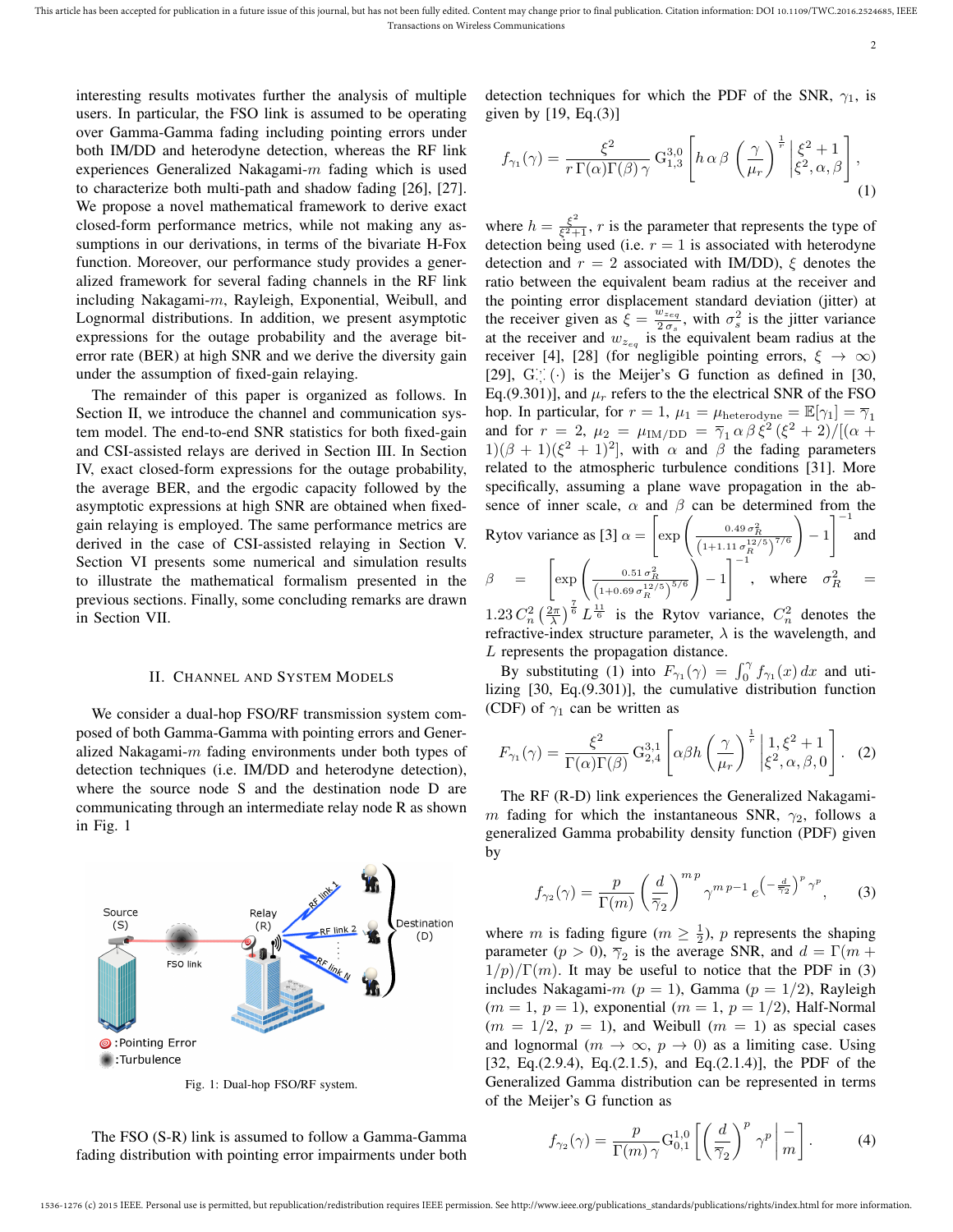interesting results motivates further the analysis of multiple users. In particular, the FSO link is assumed to be operating over Gamma-Gamma fading including pointing errors under both IM/DD and heterodyne detection, whereas the RF link experiences Generalized Nakagami-$m$ fading which is used to characterize both multi-path and shadow fading [26], [27]. We propose a novel mathematical framework to derive exact closed-form performance metrics, while not making any assumptions in our derivations, in terms of the bivariate H-Fox function. Moreover, our performance study provides a generalized framework for several fading channels in the RF link including Nakagami-$m$, Rayleigh, Exponential, Weibull, and Lognormal distributions. In addition, we present asymptotic expressions for the outage probability and the average bit-error rate (BER) at high SNR and we derive the diversity gain under the assumption of fixed-gain relaying.

The remainder of this paper is organized as follows. In Section II, we introduce the channel and communication system model. The end-to-end SNR statistics for both fixed-gain and CSI-assisted relays are derived in Section III. In Section IV, exact closed-form expressions for the outage probability, the average BER, and the ergodic capacity followed by the asymptotic expressions at high SNR are obtained when fixed-gain relaying is employed. The same performance metrics are derived in the case of CSI-assisted relaying in Section V. Section VI presents some numerical and simulation results to illustrate the mathematical formalism presented in the previous sections. Finally, some concluding remarks are drawn in Section VII.

## II. Channel and System Models

We consider a dual-hop FSO/RF transmission system composed of both Gamma-Gamma with pointing errors and Generalized Nakagami-$m$ fading environments under both types of detection techniques (i.e. IM/DD and heterodyne detection), where the source node S and the destination node D are communicating through an intermediate relay node R as shown in Fig. 1

Fig. 1: Dual-hop FSO/RF system.

The FSO (S-R) link is assumed to follow a Gamma-Gamma fading distribution with pointing error impairments under both detection techniques for which the PDF of the SNR, $\gamma_1$, is given by [19, Eq.(3)]

$$f_{\gamma_1}(\gamma) = \frac{\xi^2}{r\,\Gamma(\alpha)\Gamma(\beta)\,\gamma}\, \mathrm{G}_{1,3}^{3,0}\left[h\,\alpha\,\beta\left(\frac{\gamma}{\mu_r}\right)^{\frac{1}{r}}\middle|\begin{matrix}\xi^2+1\\ \xi^2,\alpha,\beta\end{matrix}\right], \tag{1}$$

where $h = \frac{\xi^2}{\xi^2+1}$, $r$ is the parameter that represents the type of detection being used (i.e. $r = 1$ is associated with heterodyne detection and $r = 2$ associated with IM/DD), $\xi$ denotes the ratio between the equivalent beam radius at the receiver and the pointing error displacement standard deviation (jitter) at the receiver given as $\xi = \frac{w_{z_{eq}}}{2\,\sigma_s}$, with $\sigma_s^2$ is the jitter variance at the receiver and $w_{z_{eq}}$ is the equivalent beam radius at the receiver [4], [28] (for negligible pointing errors, $\xi \to \infty$) [29], $\mathrm{G}_{\cdot,\cdot}^{\cdot,\cdot}(\cdot)$ is the Meijer's G function as defined in [30, Eq.(9.301)], and $\mu_r$ refers to the the electrical SNR of the FSO hop. In particular, for $r = 1$, $\mu_1 = \mu_{\text{heterodyne}} = \mathbb{E}[\gamma_1] = \overline{\gamma}_1$ and for $r = 2$, $\mu_2 = \mu_{\text{IM/DD}} = \overline{\gamma}_1\,\alpha\,\beta\,\xi^2\,(\xi^2+2)/[(\alpha+1)(\beta+1)(\xi^2+1)^2]$, with $\alpha$ and $\beta$ the fading parameters related to the atmospheric turbulence conditions [31]. More specifically, assuming a plane wave propagation in the absence of inner scale, $\alpha$ and $\beta$ can be determined from the Rytov variance as [3] $\alpha = \left[\exp\left(\frac{0.49\,\sigma_R^2}{\left(1+1.11\,\sigma_R^{12/5}\right)^{7/6}}\right)-1\right]^{-1}$ and $\beta = \left[\exp\left(\frac{0.51\,\sigma_R^2}{\left(1+0.69\,\sigma_R^{12/5}\right)^{5/6}}\right)-1\right]^{-1}$, where $\sigma_R^2 = 1.23\,C_n^2\left(\frac{2\pi}{\lambda}\right)^{\frac{7}{6}}L^{\frac{11}{6}}$ is the Rytov variance, $C_n^2$ denotes the refractive-index structure parameter, $\lambda$ is the wavelength, and $L$ represents the propagation distance.

By substituting (1) into $F_{\gamma_1}(\gamma) = \int_0^{\gamma} f_{\gamma_1}(x)\,dx$ and utilizing [30, Eq.(9.301)], the cumulative distribution function (CDF) of $\gamma_1$ can be written as

$$F_{\gamma_1}(\gamma) = \frac{\xi^2}{\Gamma(\alpha)\Gamma(\beta)}\, \mathrm{G}_{2,4}^{3,1}\left[\alpha\beta h\left(\frac{\gamma}{\mu_r}\right)^{\frac{1}{r}}\middle|\begin{matrix}1,\xi^2+1\\ \xi^2,\alpha,\beta,0\end{matrix}\right]. \tag{2}$$

The RF (R-D) link experiences the Generalized Nakagami-$m$ fading for which the instantaneous SNR, $\gamma_2$, follows a generalized Gamma probability density function (PDF) given by

$$f_{\gamma_2}(\gamma) = \frac{p}{\Gamma(m)}\left(\frac{d}{\overline{\gamma}_2}\right)^{m\,p}\gamma^{m\,p-1}\,e^{\left(-\frac{d}{\overline{\gamma}_2}\right)^{p}\gamma^{p}}, \tag{3}$$

where $m$ is fading figure ($m \geq \frac{1}{2}$), $p$ represents the shaping parameter ($p > 0$), $\overline{\gamma}_2$ is the average SNR, and $d = \Gamma(m+1/p)/\Gamma(m)$. It may be useful to notice that the PDF in (3) includes Nakagami-$m$ ($p = 1$), Gamma ($p = 1/2$), Rayleigh ($m = 1$, $p = 1$), exponential ($m = 1$, $p = 1/2$), Half-Normal ($m = 1/2$, $p = 1$), and Weibull ($m = 1$) as special cases and lognormal ($m \to \infty$, $p \to 0$) as a limiting case. Using [32, Eq.(2.9.4), Eq.(2.1.5), and Eq.(2.1.4)], the PDF of the Generalized Gamma distribution can be represented in terms of the Meijer's G function as

$$f_{\gamma_2}(\gamma) = \frac{p}{\Gamma(m)\,\gamma}\,\mathrm{G}_{0,1}^{1,0}\left[\left(\frac{d}{\overline{\gamma}_2}\right)^{p}\gamma^{p}\middle|\begin{matrix}-\\ m\end{matrix}\right]. \tag{4}$$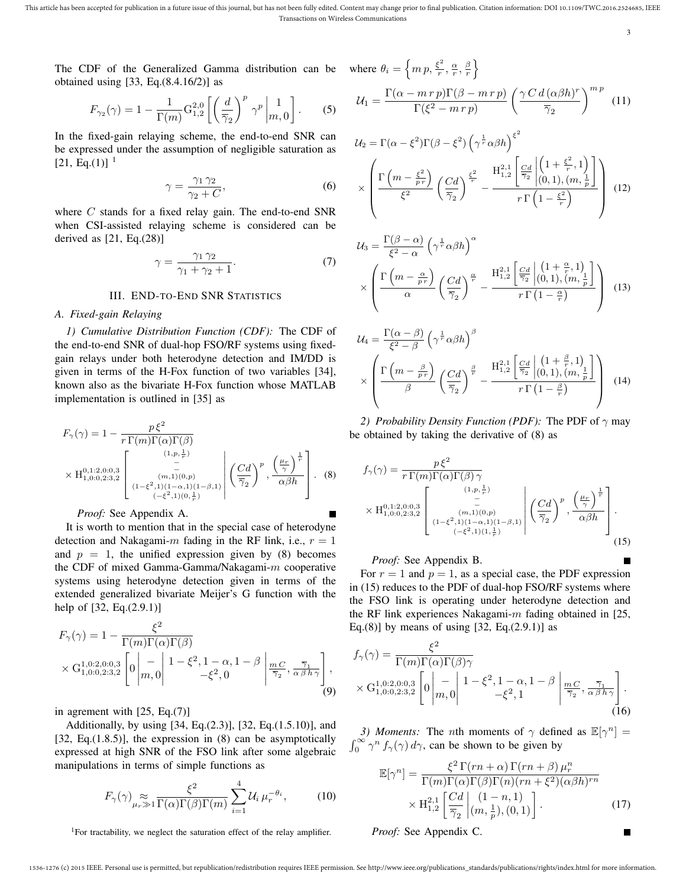The CDF of the Generalized Gamma distribution can be obtained using [33, Eq.(8.4.16/2)] as

$$F_{\gamma_2}(\gamma) = 1 - \frac{1}{\Gamma(m)} \mathrm{G}_{1,2}^{2,0}\left[ \left(\frac{d}{\overline{\gamma}_2}\right)^p \gamma^p \middle| \begin{matrix} 1 \\ m, 0 \end{matrix} \right]. \tag{5}$$

In the fixed-gain relaying scheme, the end-to-end SNR can be expressed under the assumption of negligible saturation as [21, Eq.(1)] [1]

$$\gamma = \frac{\gamma_1 \, \gamma_2}{\gamma_2 + C}, \tag{6}$$

where $C$ stands for a fixed relay gain. The end-to-end SNR when CSI-assisted relaying scheme is considered can be derived as [21, Eq.(28)]

$$\gamma = \frac{\gamma_1 \, \gamma_2}{\gamma_1 + \gamma_2 + 1}. \tag{7}$$

## III. End-to-End SNR Statistics

### A. Fixed-gain Relaying

*1) Cumulative Distribution Function (CDF):* The CDF of the end-to-end SNR of dual-hop FSO/RF systems using fixed-gain relays under both heterodyne detection and IM/DD is given in terms of the H-Fox function of two variables [34], known also as the bivariate H-Fox function whose MATLAB implementation is outlined in [35] as

$$F_\gamma(\gamma) = 1 - \frac{p\,\xi^2}{r\,\Gamma(m)\Gamma(\alpha)\Gamma(\beta)} \times \mathrm{H}_{1,0:0,2:3,2}^{0,1:2,0:0,3}\left[ \begin{matrix} (1,p,\frac{1}{r}) \\ - \\ - \\ (m,1)(0,p) \\ (1-\xi^2,1)(1-\alpha,1)(1-\beta,1) \\ (-\xi^2,1)(0,\frac{1}{r}) \end{matrix} \middle| \left(\frac{Cd}{\overline{\gamma}_2}\right)^p, \frac{\left(\frac{\mu_r}{\gamma}\right)^{\frac{1}{r}}}{\alpha \beta h} \right]. \tag{8}$$

*Proof:* See Appendix A. ■

It is worth to mention that in the special case of heterodyne detection and Nakagami-$m$ fading in the RF link, i.e., $r = 1$ and $p = 1$, the unified expression given by (8) becomes the CDF of mixed Gamma-Gamma/Nakagami-$m$ cooperative systems using heterodyne detection given in terms of the extended generalized bivariate Meijer's G function with the help of [32, Eq.(2.9.1)]

$$F_\gamma(\gamma) = 1 - \frac{\xi^2}{\Gamma(m)\Gamma(\alpha)\Gamma(\beta)} \times \mathrm{G}_{1,0:0,2:3,2}^{1,0:2,0:0,3}\left[ 0 \middle| \begin{matrix} - \\ m, 0 \end{matrix} \middle| \begin{matrix} 1-\xi^2, 1-\alpha, 1-\beta \\ -\xi^2, 0 \end{matrix} \middle| \frac{m\,C}{\overline{\gamma}_2}, \frac{\overline{\gamma}_1}{\alpha\,\beta\,h\,\gamma} \right], \tag{9}$$

in agrement with [25, Eq.(7)]

Additionally, by using [34, Eq.(2.3)], [32, Eq.(1.5.10)], and [32, Eq.(1.8.5)], the expression in (8) can be asymptotically expressed at high SNR of the FSO link after some algebraic manipulations in terms of simple functions as

$$F_\gamma(\gamma) \underset{\mu_r \gg 1}{\approx} \frac{\xi^2}{\Gamma(\alpha)\Gamma(\beta)\Gamma(m)} \sum_{i=1}^{4} \mathcal{U}_i \, \mu_r^{-\theta_i}, \tag{10}$$

where $\theta_i = \left\{ m\,p, \frac{\xi^2}{r}, \frac{\alpha}{r}, \frac{\beta}{r} \right\}$

$$\mathcal{U}_1 = \frac{\Gamma(\alpha - m\,r\,p)\Gamma(\beta - m\,r\,p)}{\Gamma(\xi^2 - m\,r\,p)} \left( \frac{\gamma\,C\,d\,(\alpha\beta h)^r}{\overline{\gamma}_2} \right)^{m\,p} \tag{11}$$

$$\mathcal{U}_2 = \Gamma(\alpha - \xi^2)\Gamma(\beta - \xi^2) \left( \gamma^{\frac{1}{r}} \alpha\beta h \right)^{\xi^2} \times \left( \frac{\Gamma\left(m - \frac{\xi^2}{p\,r}\right)}{\xi^2} \left(\frac{Cd}{\overline{\gamma}_2}\right)^{\frac{\xi^2}{r}} - \frac{\mathrm{H}_{1,2}^{2,1}\left[ \frac{Cd}{\overline{\gamma}_2} \middle| \begin{matrix} \left(1 + \frac{\xi^2}{r}, 1\right) \\ (0,1), (m, \frac{1}{p}) \end{matrix} \right]}{r\,\Gamma\left(1 - \frac{\xi^2}{r}\right)} \right) \tag{12}$$

$$\mathcal{U}_3 = \frac{\Gamma(\beta - \alpha)}{\xi^2 - \alpha} \left( \gamma^{\frac{1}{r}} \alpha\beta h \right)^{\alpha} \times \left( \frac{\Gamma\left(m - \frac{\alpha}{p\,r}\right)}{\alpha} \left(\frac{Cd}{\overline{\gamma}_2}\right)^{\frac{\alpha}{r}} - \frac{\mathrm{H}_{1,2}^{2,1}\left[ \frac{Cd}{\overline{\gamma}_2} \middle| \begin{matrix} \left(1 + \frac{\alpha}{r}, 1\right) \\ (0,1), (m, \frac{1}{p}) \end{matrix} \right]}{r\,\Gamma\left(1 - \frac{\alpha}{r}\right)} \right) \tag{13}$$

$$\mathcal{U}_4 = \frac{\Gamma(\alpha - \beta)}{\xi^2 - \beta} \left( \gamma^{\frac{1}{r}} \alpha\beta h \right)^{\beta} \times \left( \frac{\Gamma\left(m - \frac{\beta}{p\,r}\right)}{\beta} \left(\frac{Cd}{\overline{\gamma}_2}\right)^{\frac{\beta}{r}} - \frac{\mathrm{H}_{1,2}^{2,1}\left[ \frac{Cd}{\overline{\gamma}_2} \middle| \begin{matrix} \left(1 + \frac{\beta}{r}, 1\right) \\ (0,1), (m, \frac{1}{p}) \end{matrix} \right]}{r\,\Gamma\left(1 - \frac{\beta}{r}\right)} \right) \tag{14}$$

*2) Probability Density Function (PDF):* The PDF of $\gamma$ may be obtained by taking the derivative of (8) as

$$f_\gamma(\gamma) = \frac{p\,\xi^2}{r\,\Gamma(m)\Gamma(\alpha)\Gamma(\beta)\,\gamma} \times \mathrm{H}_{1,0:0,2:3,2}^{0,1:2,0:0,3}\left[ \begin{matrix} (1,p,\frac{1}{r}) \\ - \\ - \\ (m,1)(0,p) \\ (1-\xi^2,1)(1-\alpha,1)(1-\beta,1) \\ (-\xi^2,1)(1,\frac{1}{r}) \end{matrix} \middle| \left(\frac{Cd}{\overline{\gamma}_2}\right)^p, \frac{\left(\frac{\mu_r}{\gamma}\right)^{\frac{1}{r}}}{\alpha \beta h} \right]. \tag{15}$$

*Proof:* See Appendix B. ■

For $r = 1$ and $p = 1$, as a special case, the PDF expression in (15) reduces to the PDF of dual-hop FSO/RF systems where the FSO link is operating under heterodyne detection and the RF link experiences Nakagami-$m$ fading obtained in [25, Eq.(8)] by means of using [32, Eq.(2.9.1)] as

$$f_\gamma(\gamma) = \frac{\xi^2}{\Gamma(m)\Gamma(\alpha)\Gamma(\beta)\gamma} \times \mathrm{G}_{1,0:0,2:3,2}^{1,0:2,0:0,3}\left[ 0 \middle| \begin{matrix} - \\ m, 0 \end{matrix} \middle| \begin{matrix} 1-\xi^2, 1-\alpha, 1-\beta \\ -\xi^2, 1 \end{matrix} \middle| \frac{m\,C}{\overline{\gamma}_2}, \frac{\overline{\gamma}_1}{\alpha\,\beta\,h\,\gamma} \right]. \tag{16}$$

*3) Moments:* The $n$th moments of $\gamma$ defined as $\mathbb{E}[\gamma^n] = \int_0^\infty \gamma^n f_\gamma(\gamma)\,d\gamma$, can be shown to be given by

$$\mathbb{E}[\gamma^n] = \frac{\xi^2\,\Gamma(rn + \alpha)\,\Gamma(rn + \beta)\,\mu_r^n}{\Gamma(m)\Gamma(\alpha)\Gamma(\beta)\Gamma(n)(rn + \xi^2)(\alpha\beta h)^{rn}} \times \mathrm{H}_{1,2}^{2,1}\left[ \frac{Cd}{\overline{\gamma}_2} \middle| \begin{matrix} (1-n, 1) \\ (m, \frac{1}{p}), (0,1) \end{matrix} \right]. \tag{17}$$

*Proof:* See Appendix C. ■

[1] For tractability, we neglect the saturation effect of the relay amplifier.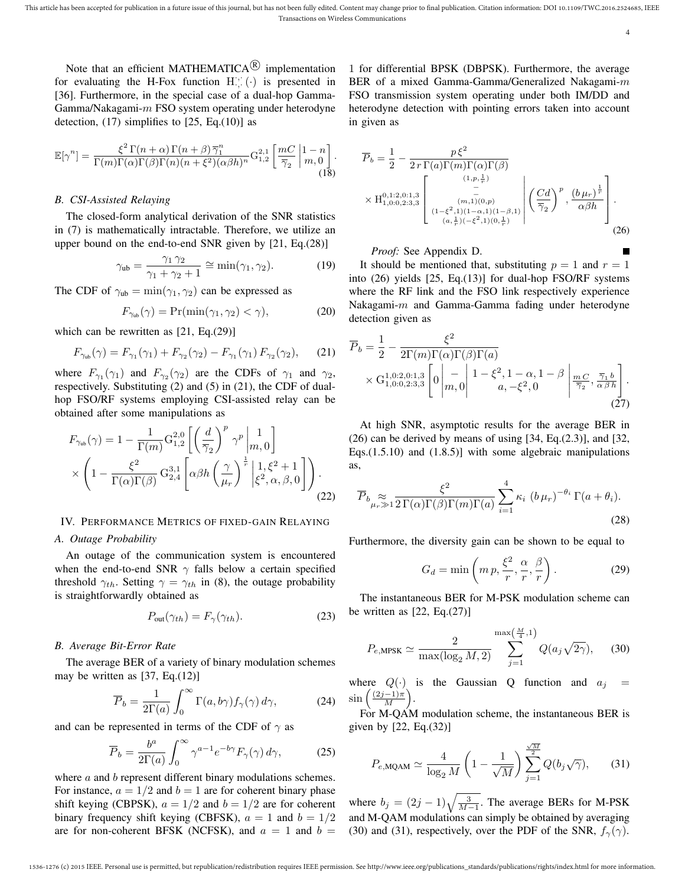Note that an efficient MATHEMATICA® implementation for evaluating the H-Fox function $\mathrm{H}_{:,:}^{:,:}(\cdot)$ is presented in [36]. Furthermore, in the special case of a dual-hop Gamma-Gamma/Nakagami-$m$ FSO system operating under heterodyne detection, (17) simplifies to [25, Eq.(10)] as

$$\mathbb{E}[\gamma^n] = \frac{\xi^2\,\Gamma(n+\alpha)\,\Gamma(n+\beta)\,\overline{\gamma}_1^n}{\Gamma(m)\Gamma(\alpha)\Gamma(\beta)\Gamma(n)(n+\xi^2)(\alpha\beta h)^n}\,\mathrm{G}_{1,2}^{2,1}\left[\frac{mC}{\overline{\gamma}_2}\middle|\begin{matrix}1-n\\ m,0\end{matrix}\right]. \tag{18}$$

### B. CSI-Assisted Relaying

The closed-form analytical derivation of the SNR statistics in (7) is mathematically intractable. Therefore, we utilize an upper bound on the end-to-end SNR given by [21, Eq.(28)]

$$\gamma_{\text{ub}} = \frac{\gamma_1\,\gamma_2}{\gamma_1+\gamma_2+1} \cong \min(\gamma_1,\gamma_2). \tag{19}$$

The CDF of $\gamma_{\text{ub}} = \min(\gamma_1,\gamma_2)$ can be expressed as

$$F_{\gamma_{\text{ub}}}(\gamma) = \Pr(\min(\gamma_1,\gamma_2)<\gamma), \tag{20}$$

which can be rewritten as [21, Eq.(29)]

$$F_{\gamma_{\text{ub}}}(\gamma) = F_{\gamma_1}(\gamma_1) + F_{\gamma_2}(\gamma_2) - F_{\gamma_1}(\gamma_1)\,F_{\gamma_2}(\gamma_2), \tag{21}$$

where $F_{\gamma_1}(\gamma_1)$ and $F_{\gamma_2}(\gamma_2)$ are the CDFs of $\gamma_1$ and $\gamma_2$, respectively. Substituting (2) and (5) in (21), the CDF of dual-hop FSO/RF systems employing CSI-assisted relay can be obtained after some manipulations as

$$\begin{aligned}F_{\gamma_{\text{ub}}}(\gamma) = 1 &- \frac{1}{\Gamma(m)}\mathrm{G}_{1,2}^{2,0}\left[\left(\frac{d}{\overline{\gamma}_2}\right)^p\gamma^p\middle|\begin{matrix}1\\ m,0\end{matrix}\right]\\ &\times\left(1-\frac{\xi^2}{\Gamma(\alpha)\Gamma(\beta)}\,\mathrm{G}_{2,4}^{3,1}\left[\alpha\beta h\left(\frac{\gamma}{\mu_r}\right)^{\frac{1}{r}}\middle|\begin{matrix}1,\xi^2+1\\ \xi^2,\alpha,\beta,0\end{matrix}\right]\right).\end{aligned} \tag{22}$$

## IV. Performance Metrics of Fixed-Gain Relaying

### A. Outage Probability

An outage of the communication system is encountered when the end-to-end SNR $\gamma$ falls below a certain specified threshold $\gamma_{th}$. Setting $\gamma=\gamma_{th}$ in (8), the outage probability is straightforwardly obtained as

$$P_{\text{out}}(\gamma_{th}) = F_\gamma(\gamma_{th}). \tag{23}$$

### B. Average Bit-Error Rate

The average BER of a variety of binary modulation schemes may be written as [37, Eq.(12)]

$$\overline{P}_b = \frac{1}{2\Gamma(a)}\int_0^\infty \Gamma(a,b\gamma)f_\gamma(\gamma)\,d\gamma, \tag{24}$$

and can be represented in terms of the CDF of $\gamma$ as

$$\overline{P}_b = \frac{b^a}{2\Gamma(a)}\int_0^\infty \gamma^{a-1}e^{-b\gamma}F_\gamma(\gamma)\,d\gamma, \tag{25}$$

where $a$ and $b$ represent different binary modulations schemes. For instance, $a=1/2$ and $b=1$ are for coherent binary phase shift keying (CBPSK), $a=1/2$ and $b=1/2$ are for coherent binary frequency shift keying (CBFSK), $a=1$ and $b=1/2$ are for non-coherent BFSK (NCFSK), and $a=1$ and $b=1$ for differential BPSK (DBPSK). Furthermore, the average BER of a mixed Gamma-Gamma/Generalized Nakagami-$m$ FSO transmission system operating under both IM/DD and heterodyne detection with pointing errors taken into account in given as

$$\begin{aligned}\overline{P}_b = \frac{1}{2} &- \frac{p\,\xi^2}{2\,r\,\Gamma(a)\Gamma(m)\Gamma(\alpha)\Gamma(\beta)}\\ &\times \mathrm{H}_{1,0:0,2:3,3}^{0,1:2,0:1,3}\left[\begin{matrix}(1,p,\frac{1}{r})\\ -\\ -\\ (m,1)(0,p)\\ (1-\xi^2,1)(1-\alpha,1)(1-\beta,1)\\ (a,\frac{1}{r})(-\xi^2,1)(0,\frac{1}{r})\end{matrix}\middle|\left(\frac{Cd}{\overline{\gamma}_2}\right)^p,\frac{(b\,\mu_r)^{\frac{1}{r}}}{\alpha\beta h}\right].\end{aligned} \tag{26}$$

*Proof:* See Appendix D. ∎

It should be mentioned that, substituting $p=1$ and $r=1$ into (26) yields [25, Eq.(13)] for dual-hop FSO/RF systems where the RF link and the FSO link respectively experience Nakagami-$m$ and Gamma-Gamma fading under heterodyne detection given as

$$\begin{aligned}\overline{P}_b = \frac{1}{2} &- \frac{\xi^2}{2\Gamma(m)\Gamma(\alpha)\Gamma(\beta)\Gamma(a)}\\ &\times \mathrm{G}_{1,0:0,2:3,3}^{1,0:2,0:1,3}\left[0\middle|\begin{matrix}-\\ m,0\end{matrix}\middle|\begin{matrix}1-\xi^2,1-\alpha,1-\beta\\ a,-\xi^2,0\end{matrix}\middle|\frac{m\,C}{\overline{\gamma}_2},\frac{\overline{\gamma}_1\,b}{\alpha\,\beta\,h}\right].\end{aligned} \tag{27}$$

At high SNR, asymptotic results for the average BER in (26) can be derived by means of using [34, Eq.(2.3)], and [32, Eqs.(1.5.10) and (1.8.5)] with some algebraic manipulations as,

$$\overline{P}_b \underset{\mu_r\gg 1}{\approx} \frac{\xi^2}{2\,\Gamma(\alpha)\Gamma(\beta)\Gamma(m)\Gamma(a)}\sum_{i=1}^4 \kappa_i\,(b\,\mu_r)^{-\theta_i}\,\Gamma(a+\theta_i). \tag{28}$$

Furthermore, the diversity gain can be shown to be equal to

$$G_d = \min\left(m\,p,\frac{\xi^2}{r},\frac{\alpha}{r},\frac{\beta}{r}\right). \tag{29}$$

The instantaneous BER for M-PSK modulation scheme can be written as [22, Eq.(27)]

$$P_{e,\text{MPSK}} \simeq \frac{2}{\max(\log_2 M,2)}\sum_{j=1}^{\max\left(\frac{M}{4},1\right)} Q(a_j\sqrt{2\gamma}), \tag{30}$$

where $Q(\cdot)$ is the Gaussian Q function and $a_j = \sin\left(\frac{(2j-1)\pi}{M}\right)$.

For M-QAM modulation scheme, the instantaneous BER is given by [22, Eq.(32)]

$$P_{e,\text{MQAM}} \simeq \frac{4}{\log_2 M}\left(1-\frac{1}{\sqrt{M}}\right)\sum_{j=1}^{\frac{\sqrt{M}}{2}} Q(b_j\sqrt{\gamma}), \tag{31}$$

where $b_j = (2j-1)\sqrt{\frac{3}{M-1}}$. The average BERs for M-PSK and M-QAM modulations can simply be obtained by averaging (30) and (31), respectively, over the PDF of the SNR, $f_\gamma(\gamma)$.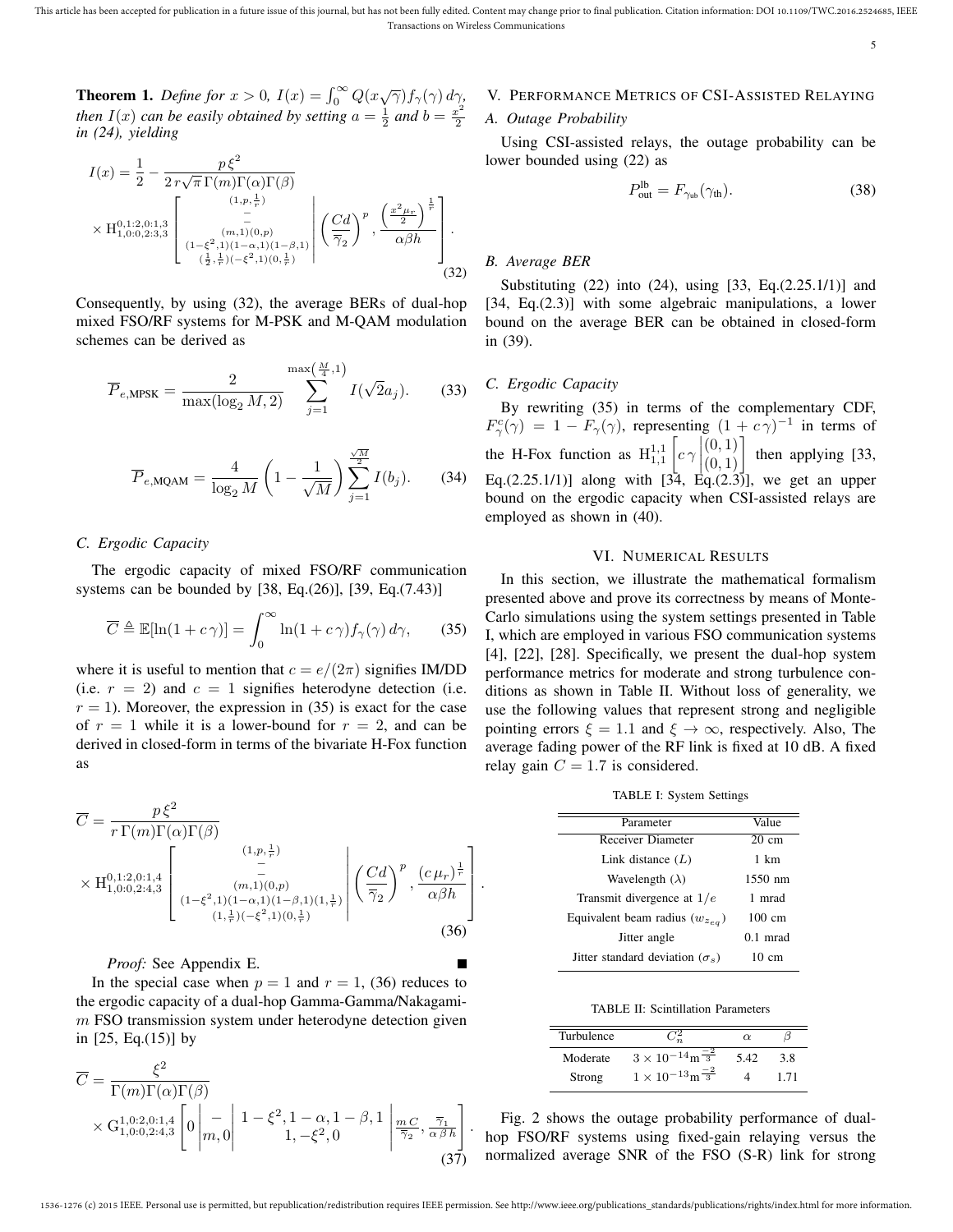**Theorem 1.** *Define for $x > 0$, $I(x) = \int_0^\infty Q(x\sqrt{\gamma}) f_\gamma(\gamma)\, d\gamma$, then $I(x)$ can be easily obtained by setting $a = \frac{1}{2}$ and $b = \frac{x^2}{2}$ in (24), yielding*

$$I(x) = \frac{1}{2} - \frac{p\,\xi^2}{2\,r\sqrt{\pi}\,\Gamma(m)\Gamma(\alpha)\Gamma(\beta)} \times \mathrm{H}^{0,1:2,0:1,3}_{1,0:0,2:3,3}\left[\begin{array}{c} (1,p,\frac{1}{r}) \\ - \\ - \\ (m,1)(0,p) \\ (1-\xi^2,1)(1-\alpha,1)(1-\beta,1) \\ (\frac{1}{2},\frac{1}{r})(-\xi^2,1)(0,\frac{1}{r}) \end{array}\middle| \left(\frac{Cd}{\overline{\gamma}_2}\right)^p, \frac{\left(\frac{x^2\mu_r}{2}\right)^{\frac{1}{r}}}{\alpha\beta h}\right]. \quad (32)$$

Consequently, by using (32), the average BERs of dual-hop mixed FSO/RF systems for M-PSK and M-QAM modulation schemes can be derived as

$$\overline{P}_{e,\text{MPSK}} = \frac{2}{\max(\log_2 M, 2)} \sum_{j=1}^{\max\left(\frac{M}{4},1\right)} I(\sqrt{2}a_j). \quad (33)$$

$$\overline{P}_{e,\text{MQAM}} = \frac{4}{\log_2 M}\left(1 - \frac{1}{\sqrt{M}}\right) \sum_{j=1}^{\frac{\sqrt{M}}{2}} I(b_j). \quad (34)$$

### C. Ergodic Capacity

The ergodic capacity of mixed FSO/RF communication systems can be bounded by [38, Eq.(26)], [39, Eq.(7.43)]

$$\overline{C} \triangleq \mathbb{E}[\ln(1 + c\,\gamma)] = \int_0^\infty \ln(1 + c\,\gamma) f_\gamma(\gamma)\, d\gamma, \quad (35)$$

where it is useful to mention that $c = e/(2\pi)$ signifies IM/DD (i.e. $r = 2$) and $c = 1$ signifies heterodyne detection (i.e. $r = 1$). Moreover, the expression in (35) is exact for the case of $r = 1$ while it is a lower-bound for $r = 2$, and can be derived in closed-form in terms of the bivariate H-Fox function as

$$\overline{C} = \frac{p\,\xi^2}{r\,\Gamma(m)\Gamma(\alpha)\Gamma(\beta)} \times \mathrm{H}^{0,1:2,0:1,4}_{1,0:0,2:4,3}\left[\begin{array}{c} (1,p,\frac{1}{r}) \\ - \\ - \\ (m,1)(0,p) \\ (1-\xi^2,1)(1-\alpha,1)(1-\beta,1)(1,\frac{1}{r}) \\ (1,\frac{1}{r})(-\xi^2,1)(0,\frac{1}{r}) \end{array}\middle| \left(\frac{Cd}{\overline{\gamma}_2}\right)^p, \frac{(c\,\mu_r)^{\frac{1}{r}}}{\alpha\beta h}\right]. \quad (36)$$

*Proof:* See Appendix E. ∎

In the special case when $p = 1$ and $r = 1$, (36) reduces to the ergodic capacity of a dual-hop Gamma-Gamma/Nakagami-$m$ FSO transmission system under heterodyne detection given in [25, Eq.(15)] by

$$\overline{C} = \frac{\xi^2}{\Gamma(m)\Gamma(\alpha)\Gamma(\beta)} \times \mathrm{G}^{1,0:2,0:1,4}_{1,0:0,2:4,3}\left[0\middle|\begin{array}{c} - \\ m, 0 \end{array}\middle|\begin{array}{c} 1-\xi^2, 1-\alpha, 1-\beta, 1 \\ 1, -\xi^2, 0 \end{array}\middle| \frac{m\,C}{\overline{\gamma}_2}, \frac{\overline{\gamma}_1}{\alpha\,\beta\,h}\right]. \quad (37)$$

## V. Performance Metrics of CSI-Assisted Relaying

### A. Outage Probability

Using CSI-assisted relays, the outage probability can be lower bounded using (22) as

$$P_{\text{out}}^{\text{lb}} = F_{\gamma_{\text{ub}}}(\gamma_{\text{th}}). \quad (38)$$

### B. Average BER

Substituting (22) into (24), using [33, Eq.(2.25.1/1)] and [34, Eq.(2.3)] with some algebraic manipulations, a lower bound on the average BER can be obtained in closed-form in (39).

### C. Ergodic Capacity

By rewriting (35) in terms of the complementary CDF, $F^c_\gamma(\gamma) = 1 - F_\gamma(\gamma)$, representing $(1 + c\,\gamma)^{-1}$ in terms of the H-Fox function as $\mathrm{H}^{1,1}_{1,1}\left[c\,\gamma\middle|\begin{array}{c}(0,1)\\(0,1)\end{array}\right]$ then applying [33, Eq.(2.25.1/1)] along with [34, Eq.(2.3)], we get an upper bound on the ergodic capacity when CSI-assisted relays are employed as shown in (40).

## VI. Numerical Results

In this section, we illustrate the mathematical formalism presented above and prove its correctness by means of Monte-Carlo simulations using the system settings presented in Table I, which are employed in various FSO communication systems [4], [22], [28]. Specifically, we present the dual-hop system performance metrics for moderate and strong turbulence conditions as shown in Table II. Without loss of generality, we use the following values that represent strong and negligible pointing errors $\xi = 1.1$ and $\xi \to \infty$, respectively. Also, The average fading power of the RF link is fixed at 10 dB. A fixed relay gain $C = 1.7$ is considered.

TABLE I: System Settings

| Parameter | Value |
|---|---|
| Receiver Diameter | 20 cm |
| Link distance ($L$) | 1 km |
| Wavelength ($\lambda$) | 1550 nm |
| Transmit divergence at $1/e$ | 1 mrad |
| Equivalent beam radius ($w_{z_{eq}}$) | 100 cm |
| Jitter angle | 0.1 mrad |
| Jitter standard deviation ($\sigma_s$) | 10 cm |

TABLE II: Scintillation Parameters

| Turbulence | $C_n^2$ | $\alpha$ | $\beta$ |
|---|---|---|---|
| Moderate | $3 \times 10^{-14}\text{m}^{\frac{-2}{3}}$ | 5.42 | 3.8 |
| Strong | $1 \times 10^{-13}\text{m}^{\frac{-2}{3}}$ | 4 | 1.71 |

Fig. 2 shows the outage probability performance of dual-hop FSO/RF systems using fixed-gain relaying versus the normalized average SNR of the FSO (S-R) link for strong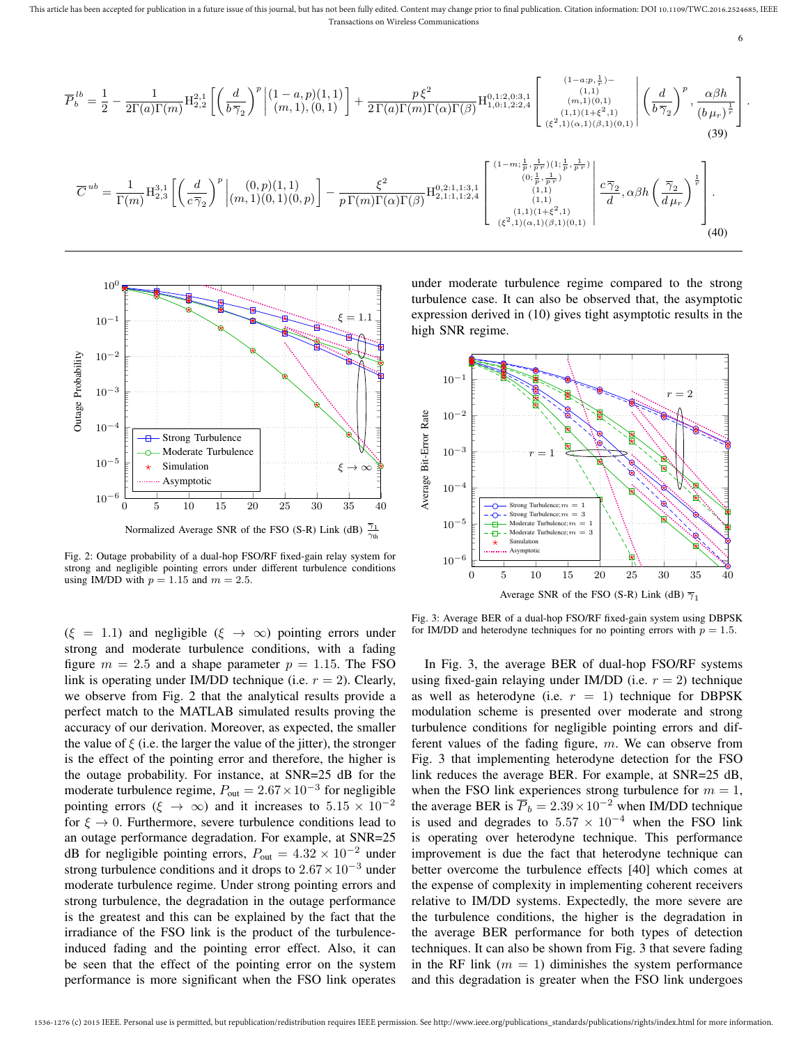$$
\overline{P}_b^{lb} = \frac{1}{2} - \frac{1}{2\Gamma(a)\Gamma(m)} \mathrm{H}_{2,2}^{2,1}\left[ \left(\frac{d}{b\,\overline{\gamma}_2}\right)^p \middle| \begin{matrix} (1-a,p)(1,1) \\ (m,1),(0,1) \end{matrix} \right] + \frac{p\,\xi^2}{2\,\Gamma(a)\Gamma(m)\Gamma(\alpha)\Gamma(\beta)} \mathrm{H}_{1,0:1,2:2,4}^{0,1:2,0:3,1}\left[ \begin{matrix} (1-a;p,\frac{1}{r})- \\ (1,1) \\ (m,1)(0,1) \\ (1,1)(1+\xi^2,1) \\ (\xi^2,1)(\alpha,1)(\beta,1)(0,1) \end{matrix} \middle| \left(\frac{d}{b\,\overline{\gamma}_2}\right)^p, \frac{\alpha\beta h}{(b\,\mu_r)^{\frac{1}{r}}} \right]. \tag{39}
$$

$$
\overline{C}^{ub} = \frac{1}{\Gamma(m)} \mathrm{H}_{2,3}^{3,1}\left[ \left(\frac{d}{c\,\overline{\gamma}_2}\right)^p \middle| \begin{matrix} (0,p)(1,1) \\ (m,1)(0,1)(0,p) \end{matrix} \right] - \frac{\xi^2}{p\,\Gamma(m)\Gamma(\alpha)\Gamma(\beta)} \mathrm{H}_{2,1:1,1:2,4}^{0,2:1,1:3,1}\left[ \begin{matrix} (1-m;\frac{1}{p},\frac{1}{p\,r})(1;\frac{1}{p},\frac{1}{p\,r}) \\ (0;\frac{1}{p},\frac{1}{p\,r}) \\ (1,1) \\ (1,1) \\ (1,1)(1+\xi^2,1) \\ (\xi^2,1)(\alpha,1)(\beta,1)(0,1) \end{matrix} \middle| \frac{c\,\overline{\gamma}_2}{d}, \alpha\beta h\left(\frac{\overline{\gamma}_2}{d\,\mu_r}\right)^{\frac{1}{r}} \right]. \tag{40}
$$

Fig. 2: Outage probability of a dual-hop FSO/RF fixed-gain relay system for strong and negligible pointing errors under different turbulence conditions using IM/DD with $p = 1.15$ and $m = 2.5$.

($\xi = 1.1$) and negligible ($\xi \to \infty$) pointing errors under strong and moderate turbulence conditions, with a fading figure $m = 2.5$ and a shape parameter $p = 1.15$. The FSO link is operating under IM/DD technique (i.e. $r = 2$). Clearly, we observe from Fig. 2 that the analytical results provide a perfect match to the MATLAB simulated results proving the accuracy of our derivation. Moreover, as expected, the smaller the value of $\xi$ (i.e. the larger the value of the jitter), the stronger is the effect of the pointing error and therefore, the higher is the outage probability. For instance, at SNR=25 dB for the moderate turbulence regime, $P_{\text{out}} = 2.67\times10^{-3}$ for negligible pointing errors ($\xi \to \infty$) and it increases to $5.15 \times 10^{-2}$ for $\xi \to 0$. Furthermore, severe turbulence conditions lead to an outage performance degradation. For example, at SNR=25 dB for negligible pointing errors, $P_{\text{out}} = 4.32 \times 10^{-2}$ under strong turbulence conditions and it drops to $2.67\times10^{-3}$ under moderate turbulence regime. Under strong pointing errors and strong turbulence, the degradation in the outage performance is the greatest and this can be explained by the fact that the irradiance of the FSO link is the product of the turbulence-induced fading and the pointing error effect. Also, it can be seen that the effect of the pointing error on the system performance is more significant when the FSO link operates under moderate turbulence regime compared to the strong turbulence case. It can also be observed that, the asymptotic expression derived in (10) gives tight asymptotic results in the high SNR regime.

Fig. 3: Average BER of a dual-hop FSO/RF fixed-gain system using DBPSK for IM/DD and heterodyne techniques for no pointing errors with $p = 1.5$.

In Fig. 3, the average BER of dual-hop FSO/RF systems using fixed-gain relaying under IM/DD (i.e. $r = 2$) technique as well as heterodyne (i.e. $r = 1$) technique for DBPSK modulation scheme is presented over moderate and strong turbulence conditions for negligible pointing errors and different values of the fading figure, $m$. We can observe from Fig. 3 that implementing heterodyne detection for the FSO link reduces the average BER. For example, at SNR=25 dB, when the FSO link experiences strong turbulence for $m = 1$, the average BER is $\overline{P}_b = 2.39\times10^{-2}$ when IM/DD technique is used and degrades to $5.57 \times 10^{-4}$ when the FSO link is operating over heterodyne technique. This performance improvement is due the fact that heterodyne technique can better overcome the turbulence effects [40] which comes at the expense of complexity in implementing coherent receivers relative to IM/DD systems. Expectedly, the more severe are the turbulence conditions, the higher is the degradation in the average BER performance for both types of detection techniques. It can also be shown from Fig. 3 that severe fading in the RF link ($m = 1$) diminishes the system performance and this degradation is greater when the FSO link undergoes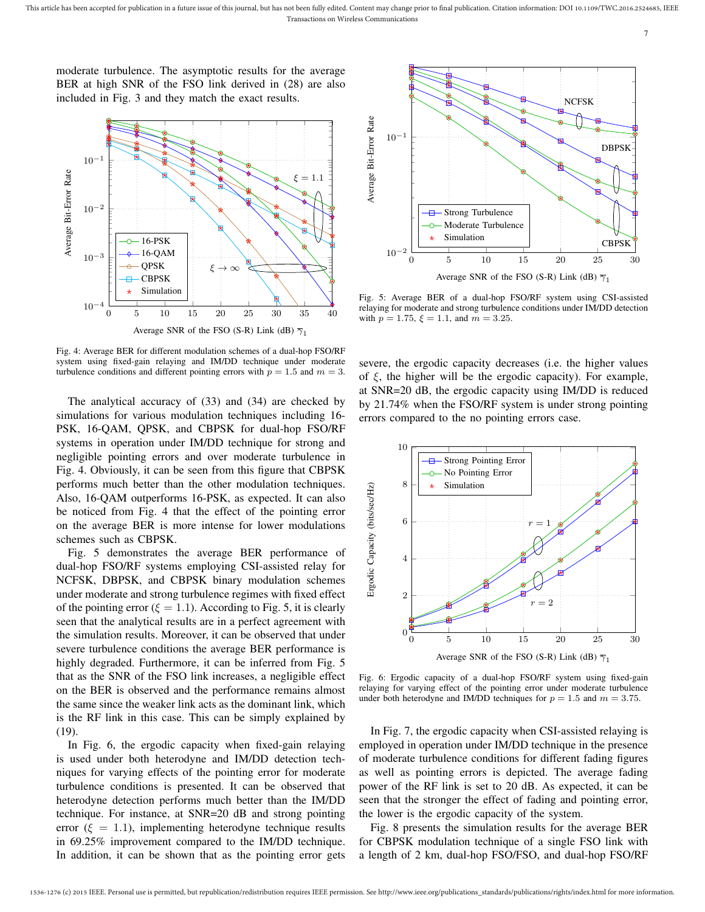moderate turbulence. The asymptotic results for the average BER at high SNR of the FSO link derived in (28) are also included in Fig. 3 and they match the exact results.

Fig. 4: Average BER for different modulation schemes of a dual-hop FSO/RF system using fixed-gain relaying and IM/DD technique under moderate turbulence conditions and different pointing errors with $p = 1.5$ and $m = 3$.

The analytical accuracy of (33) and (34) are checked by simulations for various modulation techniques including 16-PSK, 16-QAM, QPSK, and CBPSK for dual-hop FSO/RF systems in operation under IM/DD technique for strong and negligible pointing errors and over moderate turbulence in Fig. 4. Obviously, it can be seen from this figure that CBPSK performs much better than the other modulation techniques. Also, 16-QAM outperforms 16-PSK, as expected. It can also be noticed from Fig. 4 that the effect of the pointing error on the average BER is more intense for lower modulations schemes such as CBPSK.

Fig. 5 demonstrates the average BER performance of dual-hop FSO/RF systems employing CSI-assisted relay for NCFSK, DBPSK, and CBPSK binary modulation schemes under moderate and strong turbulence regimes with fixed effect of the pointing error ($\xi = 1.1$). According to Fig. 5, it is clearly seen that the analytical results are in a perfect agreement with the simulation results. Moreover, it can be observed that under severe turbulence conditions the average BER performance is highly degraded. Furthermore, it can be inferred from Fig. 5 that as the SNR of the FSO link increases, a negligible effect on the BER is observed and the performance remains almost the same since the weaker link acts as the dominant link, which is the RF link in this case. This can be simply explained by (19).

In Fig. 6, the ergodic capacity when fixed-gain relaying is used under both heterodyne and IM/DD detection techniques for varying effects of the pointing error for moderate turbulence conditions is presented. It can be observed that heterodyne detection performs much better than the IM/DD technique. For instance, at SNR=20 dB and strong pointing error ($\xi = 1.1$), implementing heterodyne technique results in 69.25% improvement compared to the IM/DD technique. In addition, it can be shown that as the pointing error gets severe, the ergodic capacity decreases (i.e. the higher values of $\xi$, the higher will be the ergodic capacity). For example, at SNR=20 dB, the ergodic capacity using IM/DD is reduced by 21.74% when the FSO/RF system is under strong pointing errors compared to the no pointing errors case.

Fig. 5: Average BER of a dual-hop FSO/RF system using CSI-assisted relaying for moderate and strong turbulence conditions under IM/DD detection with $p = 1.75$, $\xi = 1.1$, and $m = 3.25$.

Fig. 6: Ergodic capacity of a dual-hop FSO/RF system using fixed-gain relaying for varying effect of the pointing error under moderate turbulence under both heterodyne and IM/DD techniques for $p = 1.5$ and $m = 3.75$.

In Fig. 7, the ergodic capacity when CSI-assisted relaying is employed in operation under IM/DD technique in the presence of moderate turbulence conditions for different fading figures as well as pointing errors is depicted. The average fading power of the RF link is set to 20 dB. As expected, it can be seen that the stronger the effect of fading and pointing error, the lower is the ergodic capacity of the system.

Fig. 8 presents the simulation results for the average BER for CBPSK modulation technique of a single FSO link with a length of 2 km, dual-hop FSO/FSO, and dual-hop FSO/RF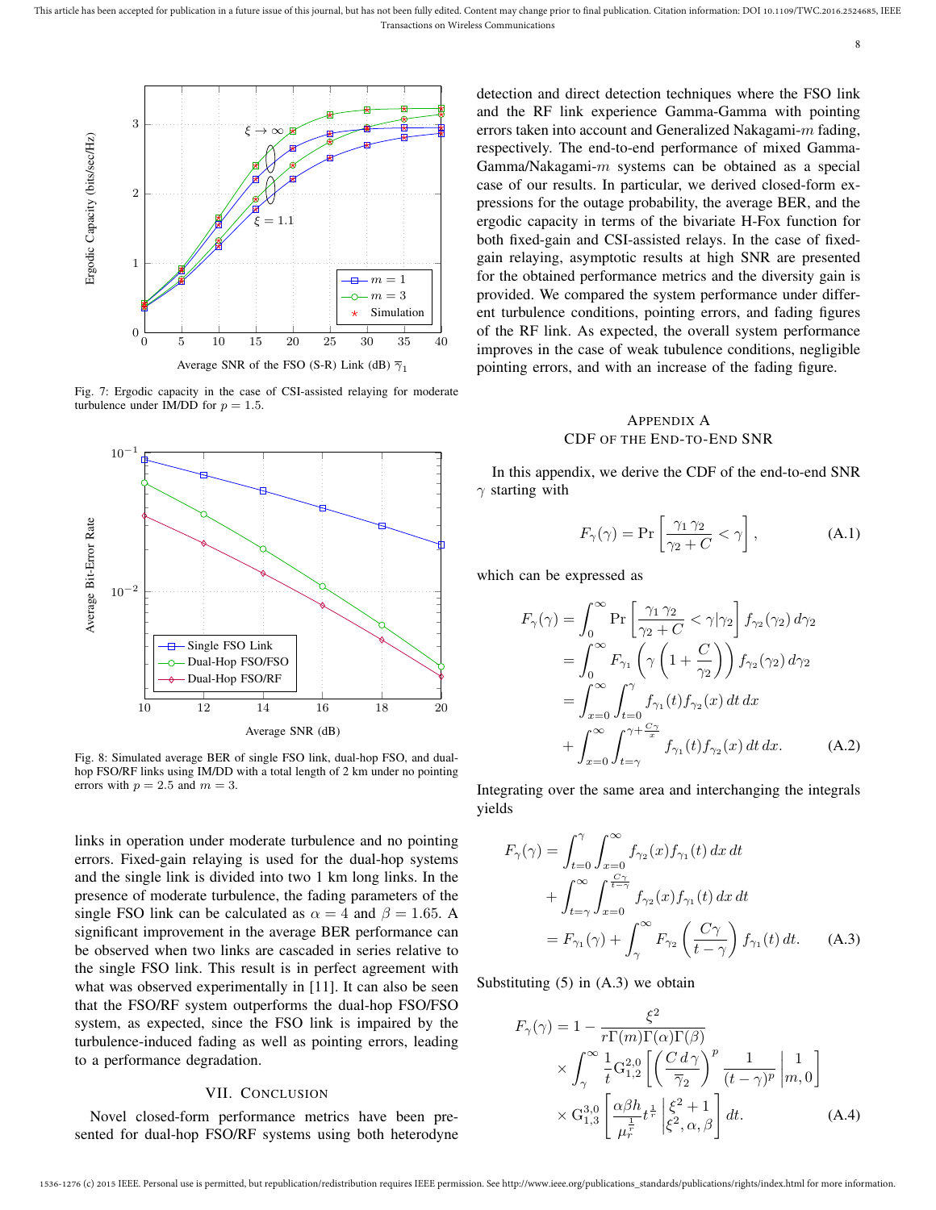Fig. 7: Ergodic capacity in the case of CSI-assisted relaying for moderate turbulence under IM/DD for $p = 1.5$.

Fig. 8: Simulated average BER of single FSO link, dual-hop FSO, and dual-hop FSO/RF links using IM/DD with a total length of 2 km under no pointing errors with $p = 2.5$ and $m = 3$.

links in operation under moderate turbulence and no pointing errors. Fixed-gain relaying is used for the dual-hop systems and the single link is divided into two 1 km long links. In the presence of moderate turbulence, the fading parameters of the single FSO link can be calculated as $\alpha = 4$ and $\beta = 1.65$. A significant improvement in the average BER performance can be observed when two links are cascaded in series relative to the single FSO link. This result is in perfect agreement with what was observed experimentally in [11]. It can also be seen that the FSO/RF system outperforms the dual-hop FSO/FSO system, as expected, since the FSO link is impaired by the turbulence-induced fading as well as pointing errors, leading to a performance degradation.

## VII. Conclusion

Novel closed-form performance metrics have been presented for dual-hop FSO/RF systems using both heterodyne detection and direct detection techniques where the FSO link and the RF link experience Gamma-Gamma with pointing errors taken into account and Generalized Nakagami-$m$ fading, respectively. The end-to-end performance of mixed Gamma-Gamma/Nakagami-$m$ systems can be obtained as a special case of our results. In particular, we derived closed-form expressions for the outage probability, the average BER, and the ergodic capacity in terms of the bivariate H-Fox function for both fixed-gain and CSI-assisted relays. In the case of fixed-gain relaying, asymptotic results at high SNR are presented for the obtained performance metrics and the diversity gain is provided. We compared the system performance under different turbulence conditions, pointing errors, and fading figures of the RF link. As expected, the overall system performance improves in the case of weak tubulence conditions, negligible pointing errors, and with an increase of the fading figure.

## Appendix A
## CDF of the End-to-End SNR

In this appendix, we derive the CDF of the end-to-end SNR $\gamma$ starting with

$$F_{\gamma}(\gamma) = \Pr\left[\frac{\gamma_1\,\gamma_2}{\gamma_2 + C} < \gamma\right], \tag{A.1}$$

which can be expressed as

$$\begin{aligned}
F_{\gamma}(\gamma) &= \int_0^{\infty} \Pr\left[\frac{\gamma_1\,\gamma_2}{\gamma_2 + C} < \gamma|\gamma_2\right] f_{\gamma_2}(\gamma_2)\, d\gamma_2 \\
&= \int_0^{\infty} F_{\gamma_1}\left(\gamma\left(1 + \frac{C}{\gamma_2}\right)\right) f_{\gamma_2}(\gamma_2)\, d\gamma_2 \\
&= \int_{x=0}^{\infty}\int_{t=0}^{\gamma} f_{\gamma_1}(t) f_{\gamma_2}(x)\, dt\, dx \\
&\quad + \int_{x=0}^{\infty}\int_{t=\gamma}^{\gamma+\frac{C\gamma}{x}} f_{\gamma_1}(t) f_{\gamma_2}(x)\, dt\, dx.
\end{aligned} \tag{A.2}$$

Integrating over the same area and interchanging the integrals yields

$$\begin{aligned}
F_{\gamma}(\gamma) &= \int_{t=0}^{\gamma}\int_{x=0}^{\infty} f_{\gamma_2}(x) f_{\gamma_1}(t)\, dx\, dt \\
&\quad + \int_{t=\gamma}^{\infty}\int_{x=0}^{\frac{C\gamma}{t-\gamma}} f_{\gamma_2}(x) f_{\gamma_1}(t)\, dx\, dt \\
&= F_{\gamma_1}(\gamma) + \int_{\gamma}^{\infty} F_{\gamma_2}\left(\frac{C\gamma}{t-\gamma}\right) f_{\gamma_1}(t)\, dt.
\end{aligned} \tag{A.3}$$

Substituting (5) in (A.3) we obtain

$$\begin{aligned}
F_{\gamma}(\gamma) = 1 - &\frac{\xi^2}{r\Gamma(m)\Gamma(\alpha)\Gamma(\beta)} \\
&\times \int_{\gamma}^{\infty} \frac{1}{t} \mathrm{G}_{1,2}^{2,0}\left[\left(\frac{C\,d\,\gamma}{\overline{\gamma}_2}\right)^p \frac{1}{(t-\gamma)^p}\,\middle|\, \begin{matrix} 1 \\ m, 0 \end{matrix}\right] \\
&\times \mathrm{G}_{1,3}^{3,0}\left[\frac{\alpha\beta h}{\mu_r^{\frac{1}{r}}} t^{\frac{1}{r}}\,\middle|\, \begin{matrix} \xi^2 + 1 \\ \xi^2, \alpha, \beta \end{matrix}\right] dt.
\end{aligned} \tag{A.4}$$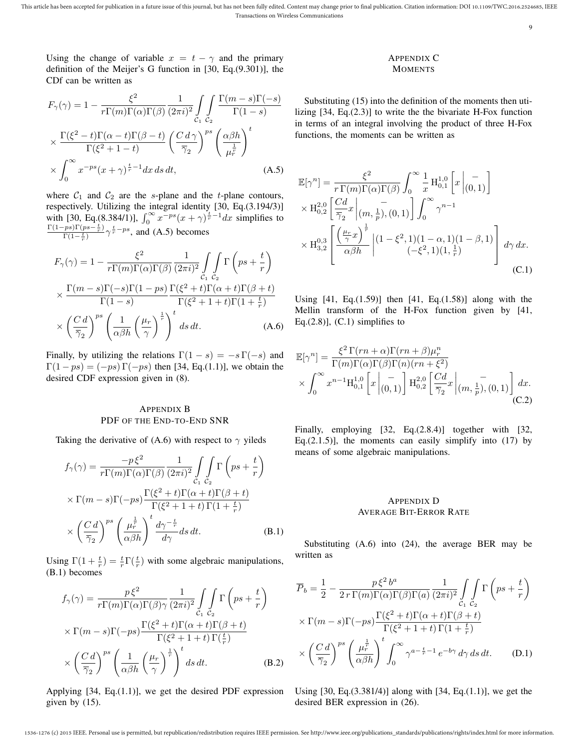Using the change of variable $x = t - \gamma$ and the primary definition of the Meijer's G function in [30, Eq.(9.301)], the CDf can be written as

$$F_\gamma(\gamma) = 1 - \frac{\xi^2}{r\Gamma(m)\Gamma(\alpha)\Gamma(\beta)} \frac{1}{(2\pi i)^2} \int\limits_{\mathcal{C}_1}\int\limits_{\mathcal{C}_2} \frac{\Gamma(m-s)\Gamma(-s)}{\Gamma(1-s)} \times \frac{\Gamma(\xi^2 - t)\Gamma(\alpha - t)\Gamma(\beta - t)}{\Gamma(\xi^2 + 1 - t)} \left(\frac{C\, d\,\gamma}{\overline{\gamma}_2}\right)^{ps} \left(\frac{\alpha\beta h}{\mu_r^{\frac{1}{r}}}\right)^t \times \int_0^\infty x^{-ps}(x+\gamma)^{\frac{t}{r}-1} dx\, ds\, dt, \tag{A.5}$$

where $\mathcal{C}_1$ and $\mathcal{C}_2$ are the $s$-plane and the $t$-plane contours, respectively. Utilizing the integral identity [30, Eq.(3.194/3)] with [30, Eq.(8.384/1)], $\int_0^\infty x^{-ps}(x+\gamma)^{\frac{t}{r}-1}dx$ simplifies to $\frac{\Gamma(1-ps)\Gamma(ps-\frac{t}{r})}{\Gamma(1-\frac{t}{r})}\gamma^{\frac{t}{r}-ps}$, and (A.5) becomes

$$F_\gamma(\gamma) = 1 - \frac{\xi^2}{r\Gamma(m)\Gamma(\alpha)\Gamma(\beta)} \frac{1}{(2\pi i)^2} \int\limits_{\mathcal{C}_1}\int\limits_{\mathcal{C}_2} \Gamma\left(ps + \frac{t}{r}\right) \times \frac{\Gamma(m-s)\Gamma(-s)\Gamma(1-ps)}{\Gamma(1-s)} \frac{\Gamma(\xi^2+t)\Gamma(\alpha+t)\Gamma(\beta+t)}{\Gamma(\xi^2+1+t)\Gamma(1+\frac{t}{r})} \times \left(\frac{C\,d}{\overline{\gamma}_2}\right)^{ps} \left(\frac{1}{\alpha\beta h}\left(\frac{\mu_r}{\gamma}\right)^{\frac{1}{r}}\right)^t ds\, dt. \tag{A.6}$$

Finally, by utilizing the relations $\Gamma(1-s) = -s\,\Gamma(-s)$ and $\Gamma(1-ps) = (-ps)\,\Gamma(-ps)$ then [34, Eq.(1.1)], we obtain the desired CDF expression given in (8).

## Appendix B
## PDF of the End-to-End SNR

Taking the derivative of (A.6) with respect to $\gamma$ yileds

$$f_\gamma(\gamma) = \frac{-p\,\xi^2}{r\Gamma(m)\Gamma(\alpha)\Gamma(\beta)} \frac{1}{(2\pi i)^2} \int\limits_{\mathcal{C}_1}\int\limits_{\mathcal{C}_2} \Gamma\left(ps + \frac{t}{r}\right) \times \Gamma(m-s)\Gamma(-ps) \frac{\Gamma(\xi^2+t)\Gamma(\alpha+t)\Gamma(\beta+t)}{\Gamma(\xi^2+1+t)\,\Gamma(1+\frac{t}{r})} \times \left(\frac{C\,d}{\overline{\gamma}_2}\right)^{ps} \left(\frac{\mu_r^{\frac{1}{r}}}{\alpha\beta h}\right)^t \frac{d\gamma^{-\frac{t}{r}}}{d\gamma} ds\, dt. \tag{B.1}$$

Using $\Gamma(1+\frac{t}{r}) = \frac{t}{r}\Gamma(\frac{t}{r})$ with some algebraic manipulations, (B.1) becomes

$$f_\gamma(\gamma) = \frac{p\,\xi^2}{r\Gamma(m)\Gamma(\alpha)\Gamma(\beta)\gamma} \frac{1}{(2\pi i)^2} \int\limits_{\mathcal{C}_1}\int\limits_{\mathcal{C}_2} \Gamma\left(ps + \frac{t}{r}\right) \times \Gamma(m-s)\Gamma(-ps) \frac{\Gamma(\xi^2+t)\Gamma(\alpha+t)\Gamma(\beta+t)}{\Gamma(\xi^2+1+t)\,\Gamma(\frac{t}{r})} \times \left(\frac{C\,d}{\overline{\gamma}_2}\right)^{ps} \left(\frac{1}{\alpha\beta h}\left(\frac{\mu_r}{\gamma}\right)^{\frac{1}{r}}\right)^t ds\, dt. \tag{B.2}$$

Applying [34, Eq.(1.1)], we get the desired PDF expression given by (15).

## Appendix C
## Moments

Substituting (15) into the definition of the moments then utilizing [34, Eq.(2.3)] to write the the bivariate H-Fox function in terms of an integral involving the product of three H-Fox functions, the moments can be written as

$$\mathbb{E}[\gamma^n] = \frac{\xi^2}{r\,\Gamma(m)\Gamma(\alpha)\Gamma(\beta)} \int_0^\infty \frac{1}{x}\,\mathrm{H}_{0,1}^{1,0}\left[x \,\middle|\, \begin{matrix} - \\ (0,1) \end{matrix}\right] \times \mathrm{H}_{0,2}^{2,0}\left[\frac{Cd}{\overline{\gamma}_2}x \,\middle|\, \begin{matrix} - \\ (m,\frac{1}{p}),(0,1) \end{matrix}\right] \int_0^\infty \gamma^{n-1} \times \mathrm{H}_{3,2}^{0,3}\left[\frac{\left(\frac{\mu_r}{\gamma}x\right)^{\frac{1}{r}}}{\alpha\beta h} \,\middle|\, \begin{matrix} (1-\xi^2,1)(1-\alpha,1)(1-\beta,1) \\ (-\xi^2,1)(1,\frac{1}{r}) \end{matrix}\right] d\gamma\, dx. \tag{C.1}$$

Using [41, Eq.(1.59)] then [41, Eq.(1.58)] along with the Mellin transform of the H-Fox function given by [41, Eq.(2.8)], (C.1) simplifies to

$$\mathbb{E}[\gamma^n] = \frac{\xi^2\,\Gamma(rn+\alpha)\Gamma(rn+\beta)\mu_r^n}{\Gamma(m)\Gamma(\alpha)\Gamma(\beta)\Gamma(n)(rn+\xi^2)} \times \int_0^\infty x^{n-1}\mathrm{H}_{0,1}^{1,0}\left[x \,\middle|\, \begin{matrix} - \\ (0,1) \end{matrix}\right] \mathrm{H}_{0,2}^{2,0}\left[\frac{Cd}{\overline{\gamma}_2}x \,\middle|\, \begin{matrix} - \\ (m,\frac{1}{p}),(0,1) \end{matrix}\right] dx. \tag{C.2}$$

Finally, employing [32, Eq.(2.8.4)] together with [32, Eq.(2.1.5)], the moments can easily simplify into (17) by means of some algebraic manipulations.

## Appendix D
## Average Bit-Error Rate

Substituting (A.6) into (24), the average BER may be written as

$$\overline{P}_b = \frac{1}{2} - \frac{p\,\xi^2\,b^a}{2\,r\,\Gamma(m)\Gamma(\alpha)\Gamma(\beta)\Gamma(a)} \frac{1}{(2\pi i)^2} \int\limits_{\mathcal{C}_1}\int\limits_{\mathcal{C}_2} \Gamma\left(ps + \frac{t}{r}\right) \times \Gamma(m-s)\Gamma(-ps) \frac{\Gamma(\xi^2+t)\Gamma(\alpha+t)\Gamma(\beta+t)}{\Gamma(\xi^2+1+t)\,\Gamma(1+\frac{t}{r})} \times \left(\frac{C\,d}{\overline{\gamma}_2}\right)^{ps} \left(\frac{\mu_r^{\frac{1}{r}}}{\alpha\beta h}\right)^t \int_0^\infty \gamma^{a-\frac{t}{r}-1}e^{-b\gamma}\,d\gamma\, ds\, dt. \tag{D.1}$$

Using [30, Eq.(3.381/4)] along with [34, Eq.(1.1)], we get the desired BER expression in (26).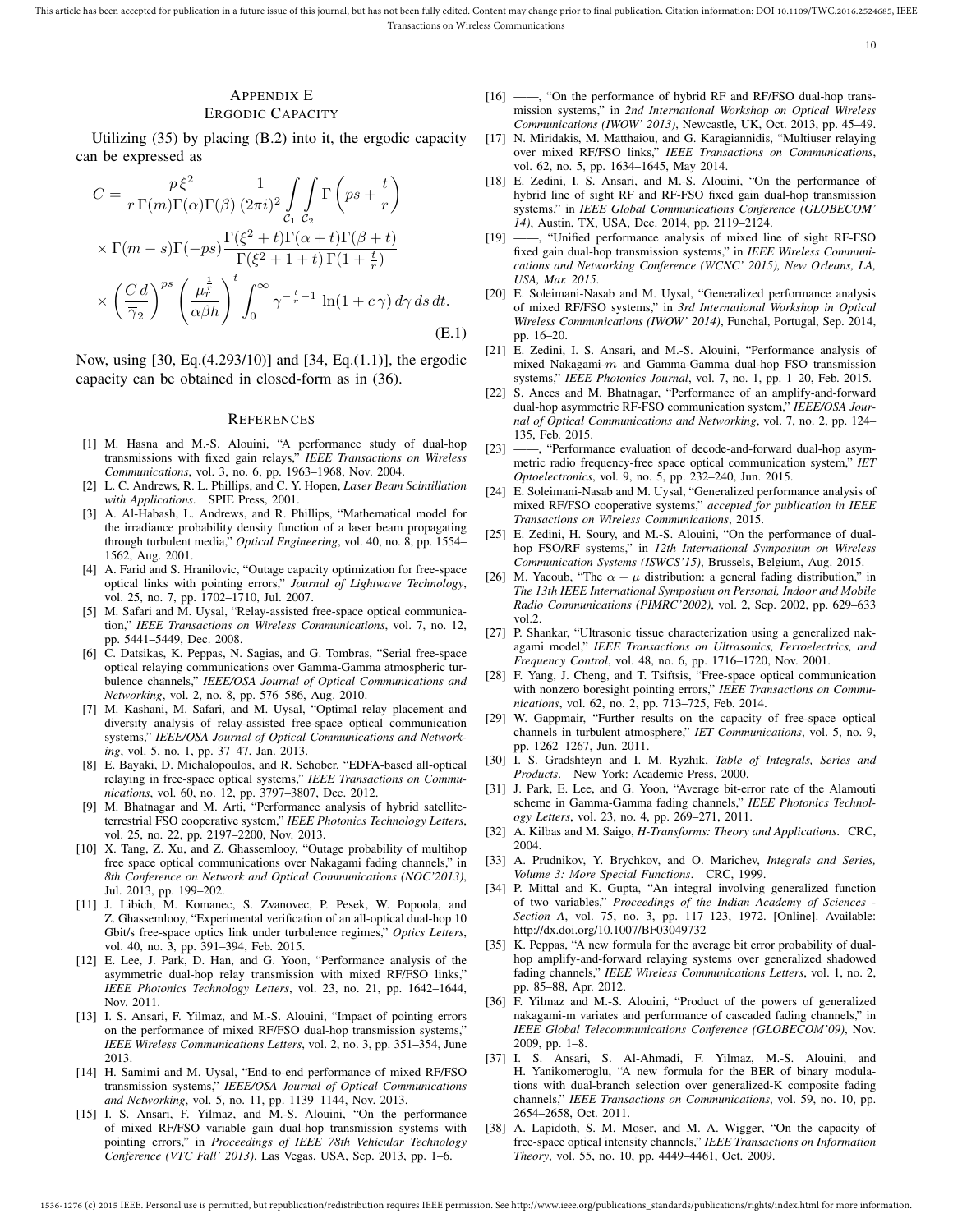## APPENDIX E
## ERGODIC CAPACITY

Utilizing (35) by placing (B.2) into it, the ergodic capacity can be expressed as

$$\overline{C} = \frac{p\,\xi^2}{r\,\Gamma(m)\Gamma(\alpha)\Gamma(\beta)} \frac{1}{(2\pi i)^2} \int_{\mathcal{C}_1}\int_{\mathcal{C}_2} \Gamma\left(ps + \frac{t}{r}\right)$$
$$\times \Gamma(m-s)\Gamma(-ps) \frac{\Gamma(\xi^2+t)\Gamma(\alpha+t)\Gamma(\beta+t)}{\Gamma(\xi^2+1+t)\,\Gamma(1+\frac{t}{r})}$$
$$\times \left(\frac{C\,d}{\overline{\gamma}_2}\right)^{ps} \left(\frac{\mu_r^{\frac{1}{r}}}{\alpha\beta h}\right)^{t} \int_0^\infty \gamma^{-\frac{t}{r}-1} \ln(1+c\,\gamma)\, d\gamma\, ds\, dt. \tag{E.1}$$

Now, using [30, Eq.(4.293/10)] and [34, Eq.(1.1)], the ergodic capacity can be obtained in closed-form as in (36).

## REFERENCES

[1] M. Hasna and M.-S. Alouini, "A performance study of dual-hop transmissions with fixed gain relays," *IEEE Transactions on Wireless Communications*, vol. 3, no. 6, pp. 1963–1968, Nov. 2004.

[2] L. C. Andrews, R. L. Phillips, and C. Y. Hopen, *Laser Beam Scintillation with Applications*. SPIE Press, 2001.

[3] A. Al-Habash, L. Andrews, and R. Phillips, "Mathematical model for the irradiance probability density function of a laser beam propagating through turbulent media," *Optical Engineering*, vol. 40, no. 8, pp. 1554–1562, Aug. 2001.

[4] A. Farid and S. Hranilovic, "Outage capacity optimization for free-space optical links with pointing errors," *Journal of Lightwave Technology*, vol. 25, no. 7, pp. 1702–1710, Jul. 2007.

[5] M. Safari and M. Uysal, "Relay-assisted free-space optical communication," *IEEE Transactions on Wireless Communications*, vol. 7, no. 12, pp. 5441–5449, Dec. 2008.

[6] C. Datsikas, K. Peppas, N. Sagias, and G. Tombras, "Serial free-space optical relaying communications over Gamma-Gamma atmospheric turbulence channels," *IEEE/OSA Journal of Optical Communications and Networking*, vol. 2, no. 8, pp. 576–586, Aug. 2010.

[7] M. Kashani, M. Safari, and M. Uysal, "Optimal relay placement and diversity analysis of relay-assisted free-space optical communication systems," *IEEE/OSA Journal of Optical Communications and Networking*, vol. 5, no. 1, pp. 37–47, Jan. 2013.

[8] E. Bayaki, D. Michalopoulos, and R. Schober, "EDFA-based all-optical relaying in free-space optical systems," *IEEE Transactions on Communications*, vol. 60, no. 12, pp. 3797–3807, Dec. 2012.

[9] M. Bhatnagar and M. Arti, "Performance analysis of hybrid satellite-terrestrial FSO cooperative system," *IEEE Photonics Technology Letters*, vol. 25, no. 22, pp. 2197–2200, Nov. 2013.

[10] X. Tang, Z. Xu, and Z. Ghassemlooy, "Outage probability of multihop free space optical communications over Nakagami fading channels," in *8th Conference on Network and Optical Communications (NOC'2013)*, Jul. 2013, pp. 199–202.

[11] J. Libich, M. Komanec, S. Zvanovec, P. Pesek, W. Popoola, and Z. Ghassemlooy, "Experimental verification of an all-optical dual-hop 10 Gbit/s free-space optics link under turbulence regimes," *Optics Letters*, vol. 40, no. 3, pp. 391–394, Feb. 2015.

[12] E. Lee, J. Park, D. Han, and G. Yoon, "Performance analysis of the asymmetric dual-hop relay transmission with mixed RF/FSO links," *IEEE Photonics Technology Letters*, vol. 23, no. 21, pp. 1642–1644, Nov. 2011.

[13] I. S. Ansari, F. Yilmaz, and M.-S. Alouini, "Impact of pointing errors on the performance of mixed RF/FSO dual-hop transmission systems," *IEEE Wireless Communications Letters*, vol. 2, no. 3, pp. 351–354, June 2013.

[14] H. Samimi and M. Uysal, "End-to-end performance of mixed RF/FSO transmission systems," *IEEE/OSA Journal of Optical Communications and Networking*, vol. 5, no. 11, pp. 1139–1144, Nov. 2013.

[15] I. S. Ansari, F. Yilmaz, and M.-S. Alouini, "On the performance of mixed RF/FSO variable gain dual-hop transmission systems with pointing errors," in *Proceedings of IEEE 78th Vehicular Technology Conference (VTC Fall' 2013)*, Las Vegas, USA, Sep. 2013, pp. 1–6.

[16] ——, "On the performance of hybrid RF and RF/FSO dual-hop transmission systems," in *2nd International Workshop on Optical Wireless Communications (IWOW' 2013)*, Newcastle, UK, Oct. 2013, pp. 45–49.

[17] N. Miridakis, M. Matthaiou, and G. Karagiannidis, "Multiuser relaying over mixed RF/FSO links," *IEEE Transactions on Communications*, vol. 62, no. 5, pp. 1634–1645, May 2014.

[18] E. Zedini, I. S. Ansari, and M.-S. Alouini, "On the performance of hybrid line of sight RF and RF-FSO fixed gain dual-hop transmission systems," in *IEEE Global Communications Conference (GLOBECOM' 14)*, Austin, TX, USA, Dec. 2014, pp. 2119–2124.

[19] ——, "Unified performance analysis of mixed line of sight RF-FSO fixed gain dual-hop transmission systems," in *IEEE Wireless Communications and Networking Conference (WCNC' 2015), New Orleans, LA, USA, Mar. 2015*.

[20] E. Soleimani-Nasab and M. Uysal, "Generalized performance analysis of mixed RF/FSO systems," in *3rd International Workshop in Optical Wireless Communications (IWOW' 2014)*, Funchal, Portugal, Sep. 2014, pp. 16–20.

[21] E. Zedini, I. S. Ansari, and M.-S. Alouini, "Performance analysis of mixed Nakagami-$m$ and Gamma-Gamma dual-hop FSO transmission systems," *IEEE Photonics Journal*, vol. 7, no. 1, pp. 1–20, Feb. 2015.

[22] S. Anees and M. Bhatnagar, "Performance of an amplify-and-forward dual-hop asymmetric RF-FSO communication system," *IEEE/OSA Journal of Optical Communications and Networking*, vol. 7, no. 2, pp. 124–135, Feb. 2015.

[23] ——, "Performance evaluation of decode-and-forward dual-hop asymmetric radio frequency-free space optical communication system," *IET Optoelectronics*, vol. 9, no. 5, pp. 232–240, Jun. 2015.

[24] E. Soleimani-Nasab and M. Uysal, "Generalized performance analysis of mixed RF/FSO cooperative systems," *accepted for publication in IEEE Transactions on Wireless Communications*, 2015.

[25] E. Zedini, H. Soury, and M.-S. Alouini, "On the performance of dual-hop FSO/RF systems," in *12th International Symposium on Wireless Communication Systems (ISWCS'15)*, Brussels, Belgium, Aug. 2015.

[26] M. Yacoub, "The $\alpha-\mu$ distribution: a general fading distribution," in *The 13th IEEE International Symposium on Personal, Indoor and Mobile Radio Communications (PIMRC'2002)*, vol. 2, Sep. 2002, pp. 629–633 vol.2.

[27] P. Shankar, "Ultrasonic tissue characterization using a generalized nakagami model," *IEEE Transactions on Ultrasonics, Ferroelectrics, and Frequency Control*, vol. 48, no. 6, pp. 1716–1720, Nov. 2001.

[28] F. Yang, J. Cheng, and T. Tsiftsis, "Free-space optical communication with nonzero boresight pointing errors," *IEEE Transactions on Communications*, vol. 62, no. 2, pp. 713–725, Feb. 2014.

[29] W. Gappmair, "Further results on the capacity of free-space optical channels in turbulent atmosphere," *IET Communications*, vol. 5, no. 9, pp. 1262–1267, Jun. 2011.

[30] I. S. Gradshteyn and I. M. Ryzhik, *Table of Integrals, Series and Products*. New York: Academic Press, 2000.

[31] J. Park, E. Lee, and G. Yoon, "Average bit-error rate of the Alamouti scheme in Gamma-Gamma fading channels," *IEEE Photonics Technology Letters*, vol. 23, no. 4, pp. 269–271, 2011.

[32] A. Kilbas and M. Saigo, *H-Transforms: Theory and Applications*. CRC, 2004.

[33] A. Prudnikov, Y. Brychkov, and O. Marichev, *Integrals and Series, Volume 3: More Special Functions*. CRC, 1999.

[34] P. Mittal and K. Gupta, "An integral involving generalized function of two variables," *Proceedings of the Indian Academy of Sciences - Section A*, vol. 75, no. 3, pp. 117–123, 1972. [Online]. Available: http://dx.doi.org/10.1007/BF03049732

[35] K. Peppas, "A new formula for the average bit error probability of dual-hop amplify-and-forward relaying systems over generalized shadowed fading channels," *IEEE Wireless Communications Letters*, vol. 1, no. 2, pp. 85–88, Apr. 2012.

[36] F. Yilmaz and M.-S. Alouini, "Product of the powers of generalized nakagami-m variates and performance of cascaded fading channels," in *IEEE Global Telecommunications Conference (GLOBECOM'09)*, Nov. 2009, pp. 1–8.

[37] I. S. Ansari, S. Al-Ahmadi, F. Yilmaz, M.-S. Alouini, and H. Yanikomeroglu, "A new formula for the BER of binary modulations with dual-branch selection over generalized-K composite fading channels," *IEEE Transactions on Communications*, vol. 59, no. 10, pp. 2654–2658, Oct. 2011.

[38] A. Lapidoth, S. M. Moser, and M. A. Wigger, "On the capacity of free-space optical intensity channels," *IEEE Transactions on Information Theory*, vol. 55, no. 10, pp. 4449–4461, Oct. 2009.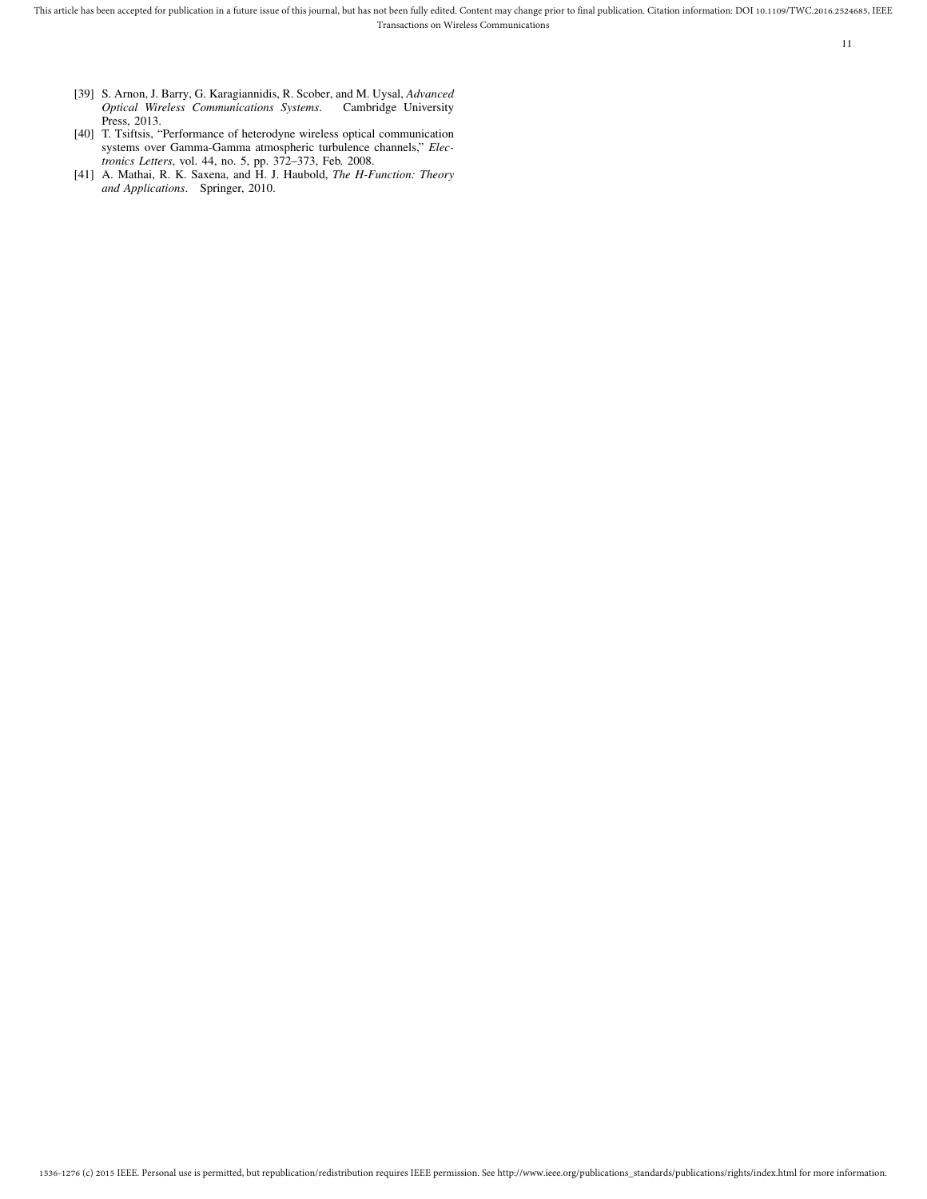[39] S. Arnon, J. Barry, G. Karagiannidis, R. Scober, and M. Uysal, *Advanced Optical Wireless Communications Systems*. Cambridge University Press, 2013.

[40] T. Tsiftsis, "Performance of heterodyne wireless optical communication systems over Gamma-Gamma atmospheric turbulence channels," *Electronics Letters*, vol. 44, no. 5, pp. 372–373, Feb. 2008.

[41] A. Mathai, R. K. Saxena, and H. J. Haubold, *The H-Function: Theory and Applications*. Springer, 2010.